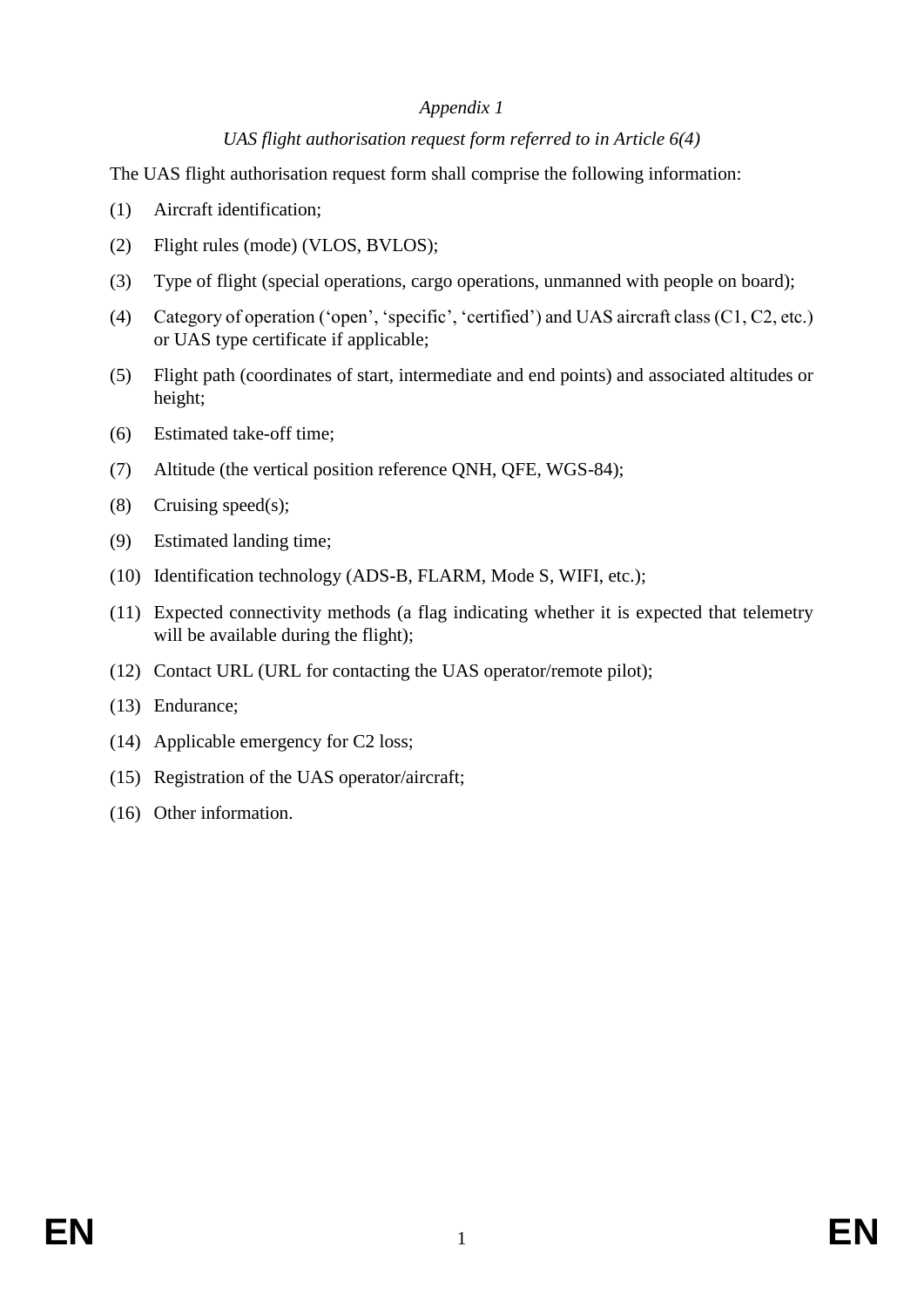*Appendix 1*

*UAS flight authorisation request form referred to in Article 6(4)*

The UAS flight authorisation request form shall comprise the following information:

(1) Aircraft identification;

(2) Flight rules (mode) (VLOS, BVLOS);

(3) Type of flight (special operations, cargo operations, unmanned with people on board);

(4) Category of operation ('open', 'specific', 'certified') and UAS aircraft class (C1, C2, etc.) or UAS type certificate if applicable;

(5) Flight path (coordinates of start, intermediate and end points) and associated altitudes or height;

(6) Estimated take-off time;

(7) Altitude (the vertical position reference QNH, QFE, WGS-84);

(8) Cruising speed(s);

(9) Estimated landing time;

(10) Identification technology (ADS-B, FLARM, Mode S, WIFI, etc.);

(11) Expected connectivity methods (a flag indicating whether it is expected that telemetry will be available during the flight);

(12) Contact URL (URL for contacting the UAS operator/remote pilot);

(13) Endurance;

(14) Applicable emergency for C2 loss;

(15) Registration of the UAS operator/aircraft;

(16) Other information.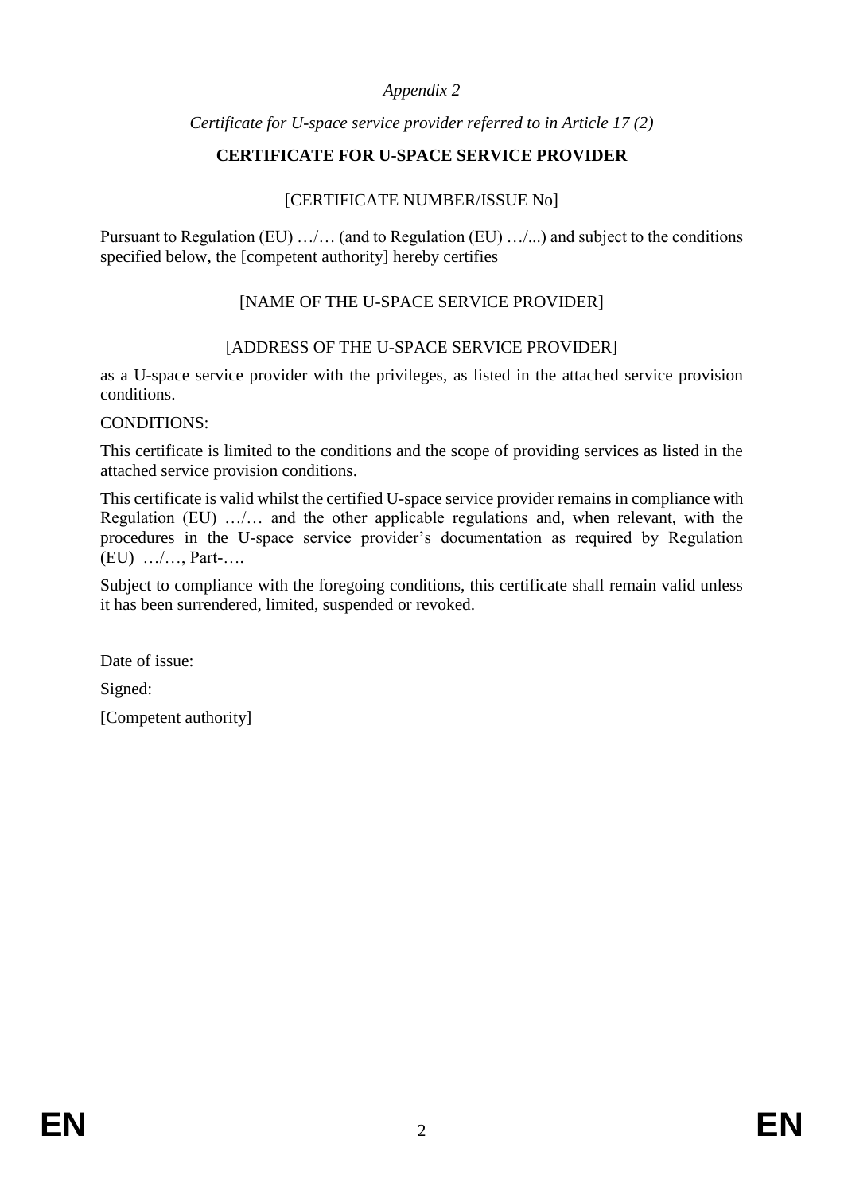*Appendix 2*

*Certificate for U-space service provider referred to in Article 17 (2)*

**CERTIFICATE FOR U-SPACE SERVICE PROVIDER**

[CERTIFICATE NUMBER/ISSUE No]

Pursuant to Regulation (EU) …/… (and to Regulation (EU) …/...) and subject to the conditions specified below, the [competent authority] hereby certifies

[NAME OF THE U-SPACE SERVICE PROVIDER]

[ADDRESS OF THE U-SPACE SERVICE PROVIDER]

as a U-space service provider with the privileges, as listed in the attached service provision conditions.

CONDITIONS:

This certificate is limited to the conditions and the scope of providing services as listed in the attached service provision conditions.

This certificate is valid whilst the certified U-space service provider remains in compliance with Regulation (EU) …/… and the other applicable regulations and, when relevant, with the procedures in the U-space service provider's documentation as required by Regulation (EU) …/…, Part-….

Subject to compliance with the foregoing conditions, this certificate shall remain valid unless it has been surrendered, limited, suspended or revoked.

Date of issue:

Signed:

[Competent authority]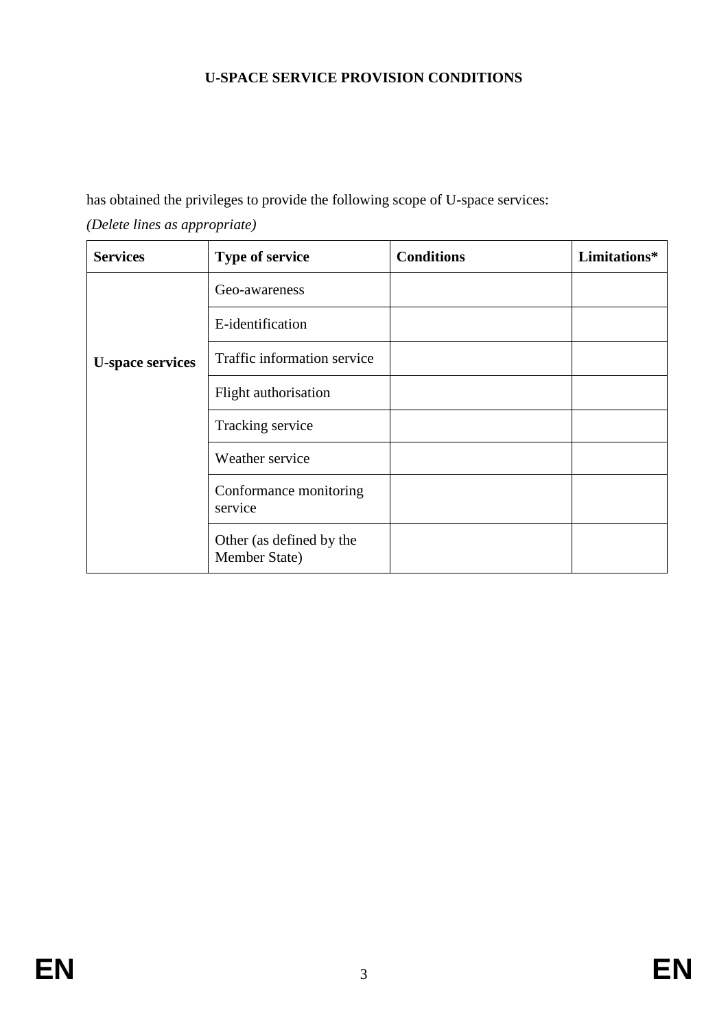**U-SPACE SERVICE PROVISION CONDITIONS**

has obtained the privileges to provide the following scope of U-space services:

*(Delete lines as appropriate)*

| **Services** | **Type of service** | **Conditions** | **Limitations*** |
|---|---|---|---|
| **U-space services** | Geo-awareness | | |
| | E-identification | | |
| | Traffic information service | | |
| | Flight authorisation | | |
| | Tracking service | | |
| | Weather service | | |
| | Conformance monitoring service | | |
| | Other (as defined by the Member State) | | |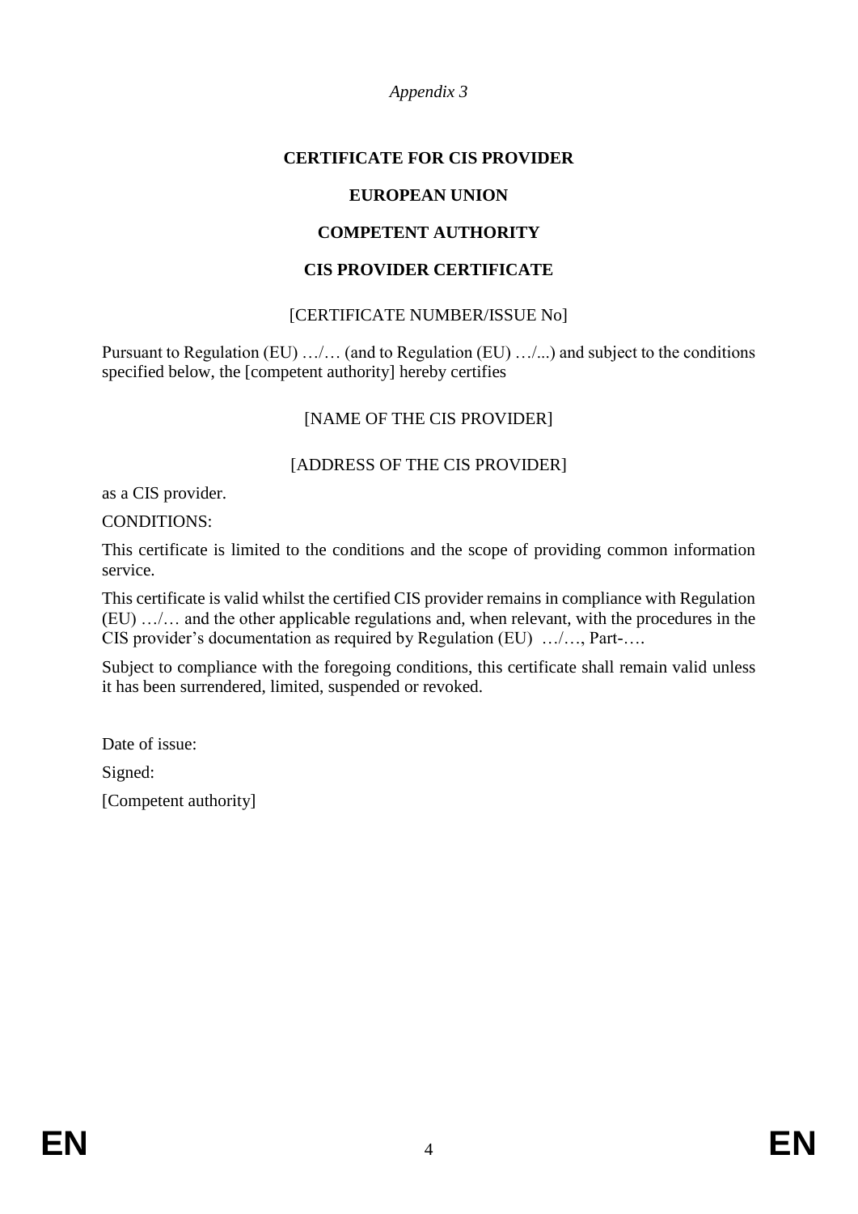*Appendix 3*

**CERTIFICATE FOR CIS PROVIDER**

**EUROPEAN UNION**

**COMPETENT AUTHORITY**

**CIS PROVIDER CERTIFICATE**

[CERTIFICATE NUMBER/ISSUE No]

Pursuant to Regulation (EU) …/… (and to Regulation (EU) …/...) and subject to the conditions specified below, the [competent authority] hereby certifies

[NAME OF THE CIS PROVIDER]

[ADDRESS OF THE CIS PROVIDER]

as a CIS provider.

CONDITIONS:

This certificate is limited to the conditions and the scope of providing common information service.

This certificate is valid whilst the certified CIS provider remains in compliance with Regulation (EU) …/… and the other applicable regulations and, when relevant, with the procedures in the CIS provider's documentation as required by Regulation (EU) …/…, Part-….

Subject to compliance with the foregoing conditions, this certificate shall remain valid unless it has been surrendered, limited, suspended or revoked.

Date of issue:

Signed:

[Competent authority]